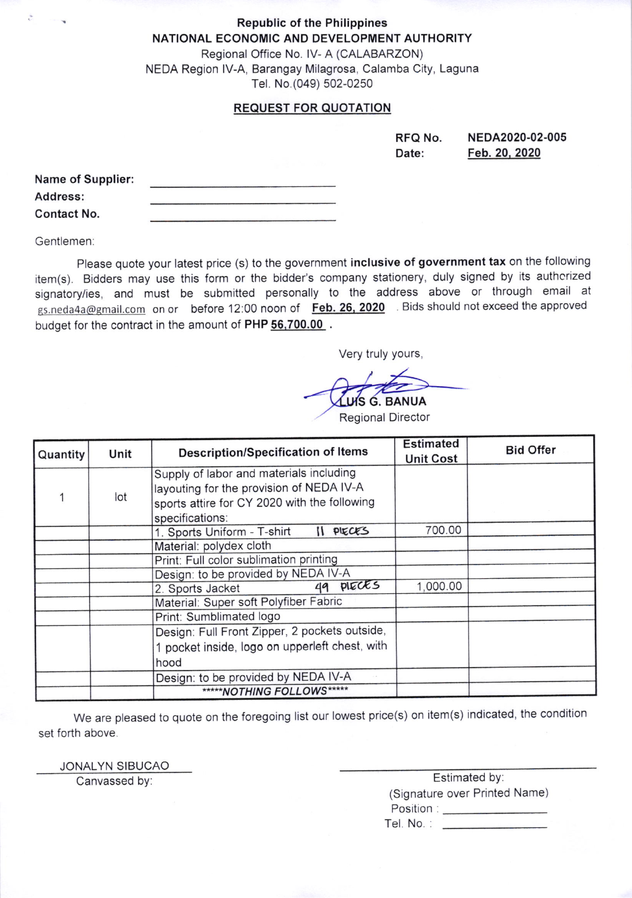Republic of the Philippines
**NATIONAL ECONOMIC AND DEVELOPMENT AUTHORITY**
Regional Office No. IV- A (CALABARZON)
NEDA Region IV-A, Barangay Milagrosa, Calamba City, Laguna
Tel. No.(049) 502-0250

## REQUEST FOR QUOTATION

**RFQ No.** **NEDA2020-02-005**
**Date:** **Feb. 20, 2020**

**Name of Supplier:** ______________________
**Address:** ______________________
**Contact No.** ______________________

Gentlemen:

Please quote your latest price (s) to the government **inclusive of government tax** on the following item(s). Bidders may use this form or the bidder's company stationery, duly signed by its authorized signatory/ies, and must be submitted personally to the address above or through email at gs.neda4a@gmail.com on or before 12:00 noon of **Feb. 26, 2020**. Bids should not exceed the approved budget for the contract in the amount of **PHP 56,700.00**.

Very truly yours,

LUIS G. BANUA
Regional Director

| Quantity | Unit | Description/Specification of Items | Estimated Unit Cost | Bid Offer |
|---|---|---|---|---|
| 1 | lot | Supply of labor and materials including layouting for the provision of NEDA IV-A sports attire for CY 2020 with the following specifications: | | |
| | | 1. Sports Uniform - T-shirt 11 PIECES | 700.00 | |
| | | Material: polydex cloth | | |
| | | Print: Full color sublimation printing | | |
| | | Design: to be provided by NEDA IV-A | | |
| | | 2. Sports Jacket 49 PIECES | 1,000.00 | |
| | | Material: Super soft Polyfiber Fabric | | |
| | | Print: Sumblimated logo | | |
| | | Design: Full Front Zipper, 2 pockets outside, 1 pocket inside, logo on upperleft chest, with hood | | |
| | | Design: to be provided by NEDA IV-A | | |
| | | *****NOTHING FOLLOWS***** | | |

We are pleased to quote on the foregoing list our lowest price(s) on item(s) indicated, the condition set forth above.

JONALYN SIBUCAO
Canvassed by:

______________________
Estimated by:
(Signature over Printed Name)
Position : ______________
Tel. No. : ______________